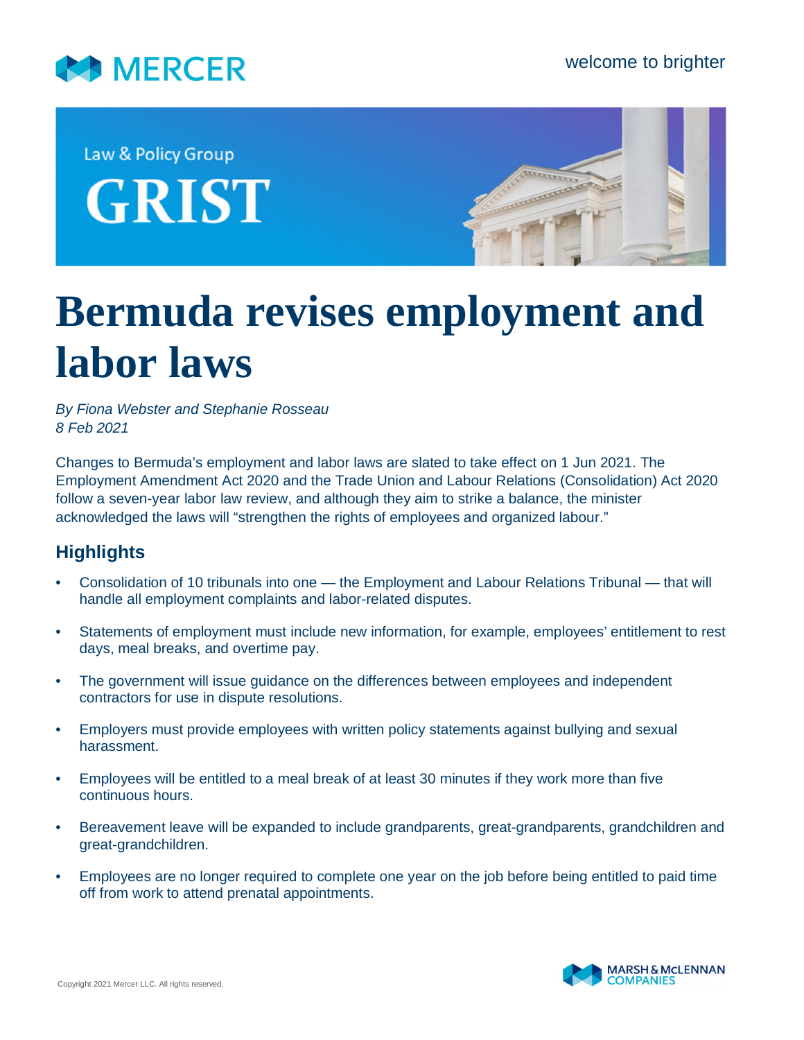MERCER

welcome to brighter

Law & Policy Group

GRIST

# Bermuda revises employment and labor laws

*By Fiona Webster and Stephanie Rosseau*
*8 Feb 2021*

Changes to Bermuda's employment and labor laws are slated to take effect on 1 Jun 2021. The Employment Amendment Act 2020 and the Trade Union and Labour Relations (Consolidation) Act 2020 follow a seven-year labor law review, and although they aim to strike a balance, the minister acknowledged the laws will "strengthen the rights of employees and organized labour."

## Highlights

- Consolidation of 10 tribunals into one — the Employment and Labour Relations Tribunal — that will handle all employment complaints and labor-related disputes.
- Statements of employment must include new information, for example, employees' entitlement to rest days, meal breaks, and overtime pay.
- The government will issue guidance on the differences between employees and independent contractors for use in dispute resolutions.
- Employers must provide employees with written policy statements against bullying and sexual harassment.
- Employees will be entitled to a meal break of at least 30 minutes if they work more than five continuous hours.
- Bereavement leave will be expanded to include grandparents, great-grandparents, grandchildren and great-grandchildren.
- Employees are no longer required to complete one year on the job before being entitled to paid time off from work to attend prenatal appointments.

Copyright 2021 Mercer LLC. All rights reserved.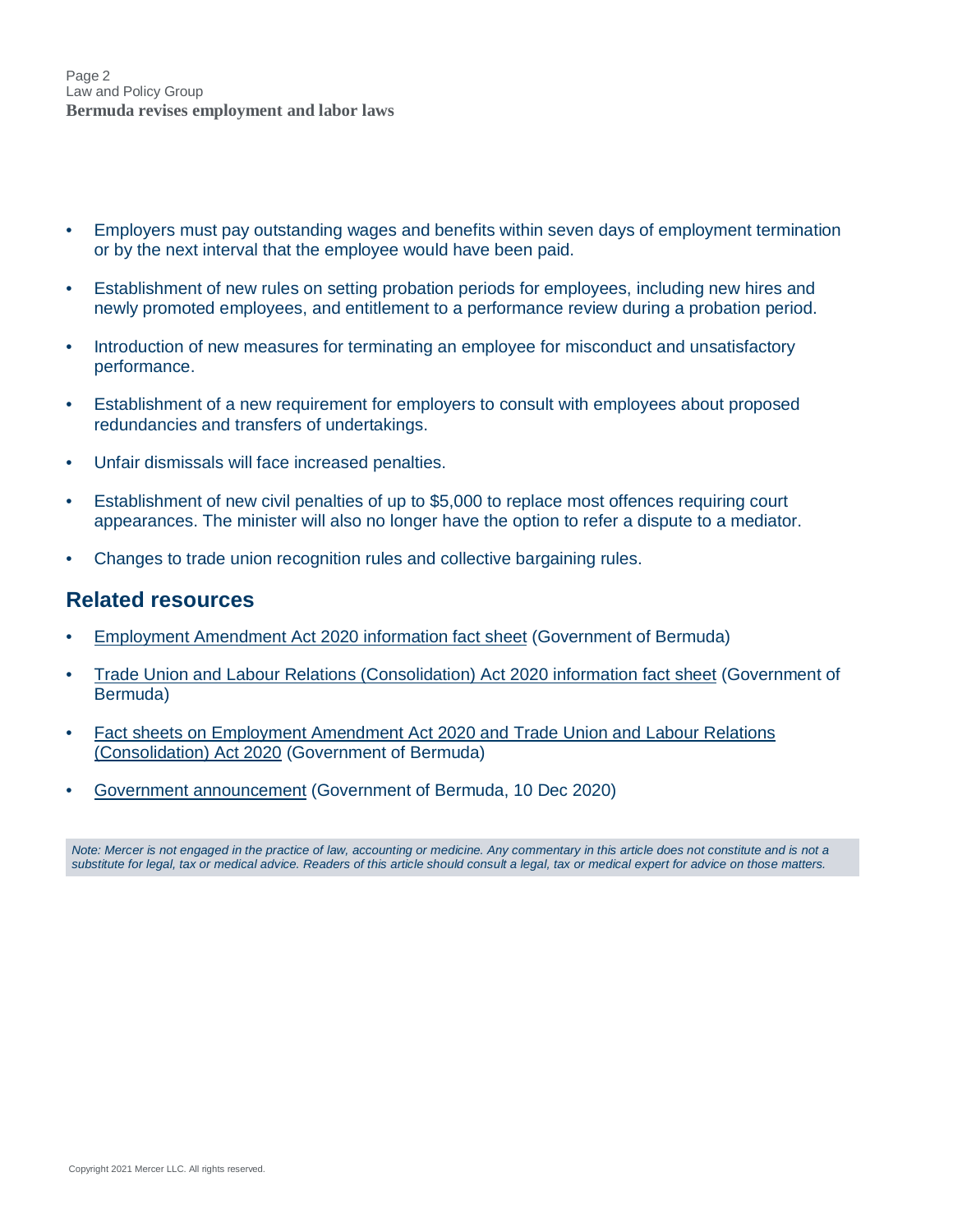- Employers must pay outstanding wages and benefits within seven days of employment termination or by the next interval that the employee would have been paid.
- Establishment of new rules on setting probation periods for employees, including new hires and newly promoted employees, and entitlement to a performance review during a probation period.
- Introduction of new measures for terminating an employee for misconduct and unsatisfactory performance.
- Establishment of a new requirement for employers to consult with employees about proposed redundancies and transfers of undertakings.
- Unfair dismissals will face increased penalties.
- Establishment of new civil penalties of up to $5,000 to replace most offences requiring court appearances. The minister will also no longer have the option to refer a dispute to a mediator.
- Changes to trade union recognition rules and collective bargaining rules.

## Related resources

- Employment Amendment Act 2020 information fact sheet (Government of Bermuda)
- Trade Union and Labour Relations (Consolidation) Act 2020 information fact sheet (Government of Bermuda)
- Fact sheets on Employment Amendment Act 2020 and Trade Union and Labour Relations (Consolidation) Act 2020 (Government of Bermuda)
- Government announcement (Government of Bermuda, 10 Dec 2020)

*Note: Mercer is not engaged in the practice of law, accounting or medicine. Any commentary in this article does not constitute and is not a substitute for legal, tax or medical advice. Readers of this article should consult a legal, tax or medical expert for advice on those matters.*

Copyright 2021 Mercer LLC. All rights reserved.